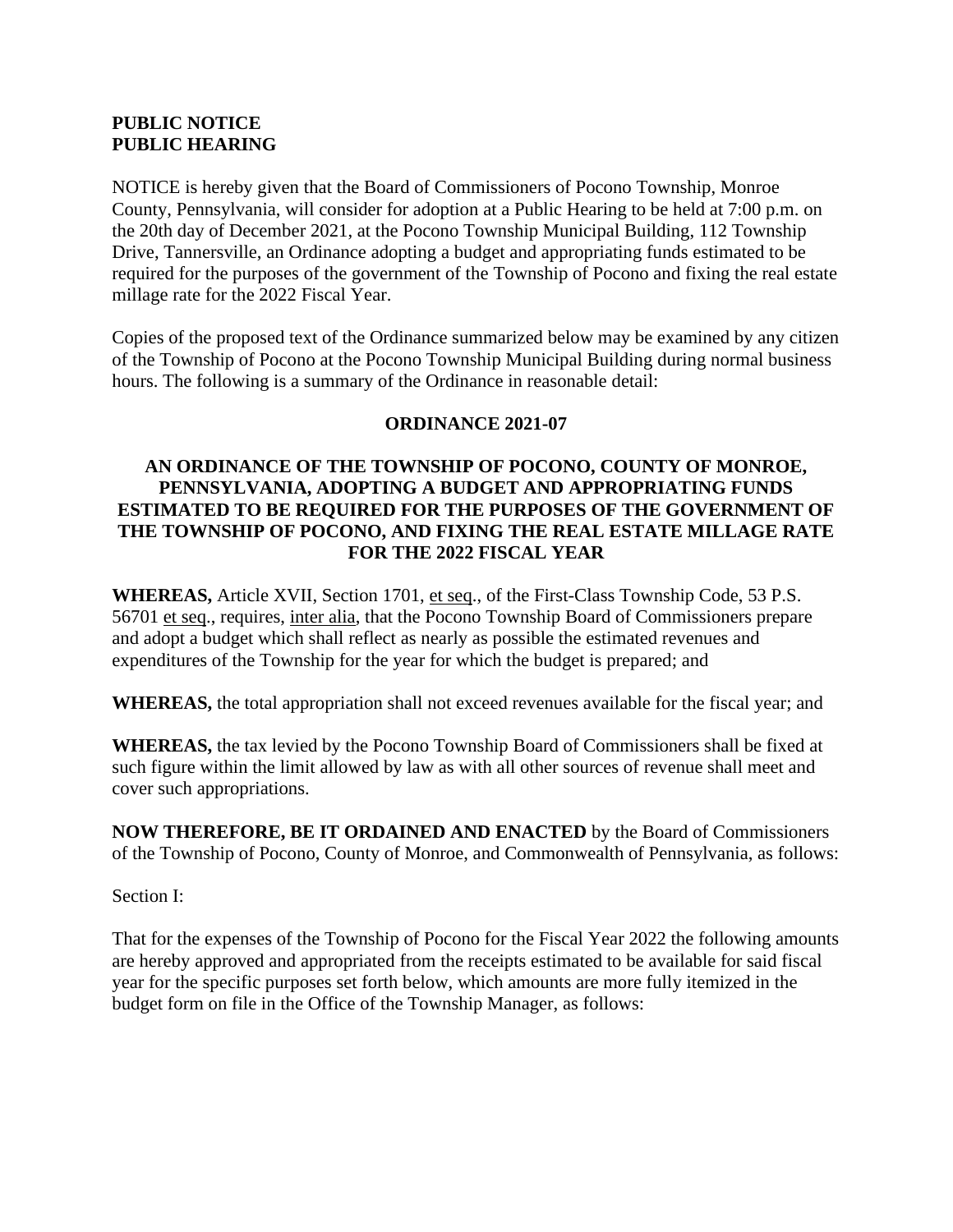**PUBLIC NOTICE**
**PUBLIC HEARING**

NOTICE is hereby given that the Board of Commissioners of Pocono Township, Monroe County, Pennsylvania, will consider for adoption at a Public Hearing to be held at 7:00 p.m. on the 20th day of December 2021, at the Pocono Township Municipal Building, 112 Township Drive, Tannersville, an Ordinance adopting a budget and appropriating funds estimated to be required for the purposes of the government of the Township of Pocono and fixing the real estate millage rate for the 2022 Fiscal Year.

Copies of the proposed text of the Ordinance summarized below may be examined by any citizen of the Township of Pocono at the Pocono Township Municipal Building during normal business hours. The following is a summary of the Ordinance in reasonable detail:

**ORDINANCE 2021-07**

**AN ORDINANCE OF THE TOWNSHIP OF POCONO, COUNTY OF MONROE, PENNSYLVANIA, ADOPTING A BUDGET AND APPROPRIATING FUNDS ESTIMATED TO BE REQUIRED FOR THE PURPOSES OF THE GOVERNMENT OF THE TOWNSHIP OF POCONO, AND FIXING THE REAL ESTATE MILLAGE RATE FOR THE 2022 FISCAL YEAR**

**WHEREAS,** Article XVII, Section 1701, et seq., of the First-Class Township Code, 53 P.S. 56701 et seq., requires, inter alia, that the Pocono Township Board of Commissioners prepare and adopt a budget which shall reflect as nearly as possible the estimated revenues and expenditures of the Township for the year for which the budget is prepared; and

**WHEREAS,** the total appropriation shall not exceed revenues available for the fiscal year; and

**WHEREAS,** the tax levied by the Pocono Township Board of Commissioners shall be fixed at such figure within the limit allowed by law as with all other sources of revenue shall meet and cover such appropriations.

**NOW THEREFORE, BE IT ORDAINED AND ENACTED** by the Board of Commissioners of the Township of Pocono, County of Monroe, and Commonwealth of Pennsylvania, as follows:

Section I:

That for the expenses of the Township of Pocono for the Fiscal Year 2022 the following amounts are hereby approved and appropriated from the receipts estimated to be available for said fiscal year for the specific purposes set forth below, which amounts are more fully itemized in the budget form on file in the Office of the Township Manager, as follows: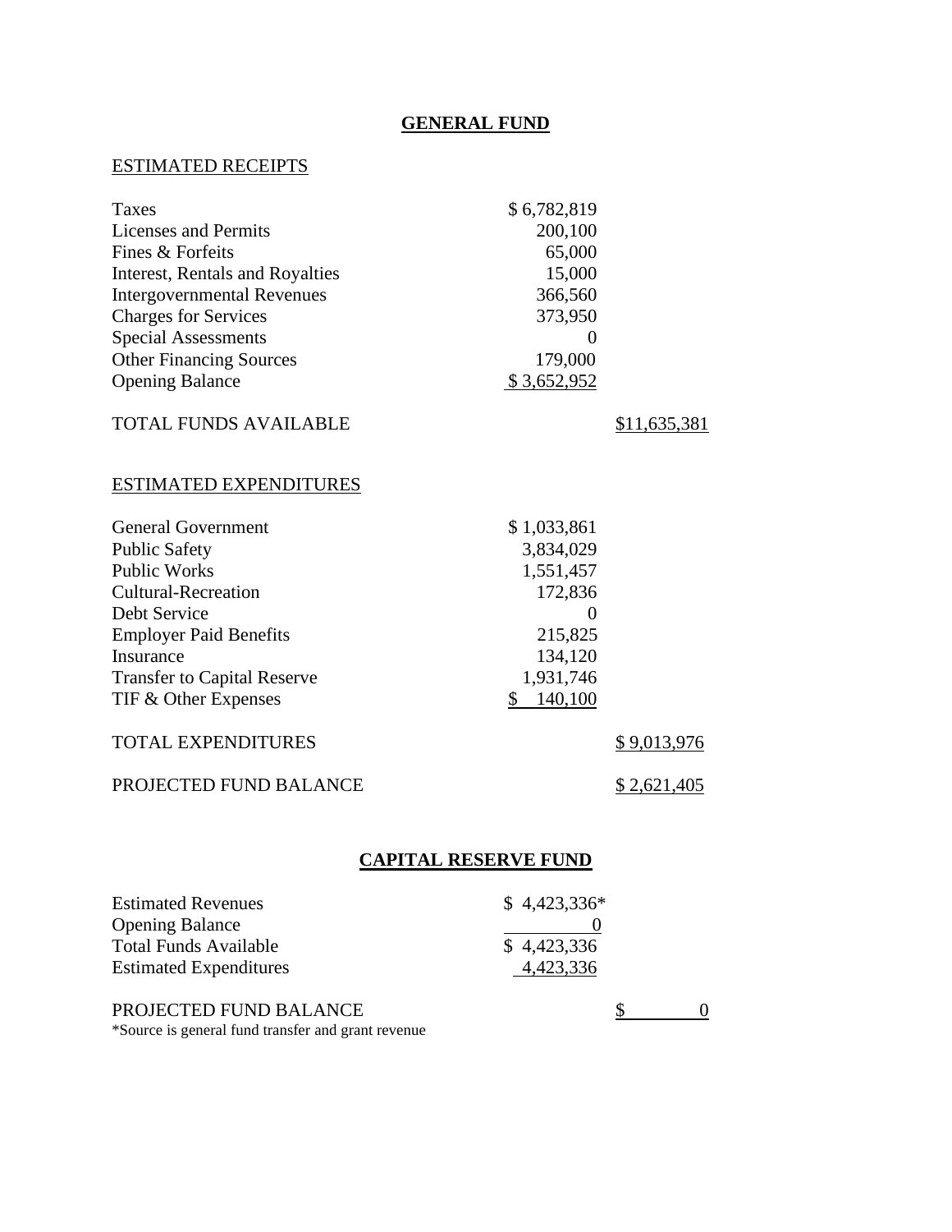## GENERAL FUND

ESTIMATED RECEIPTS

| | | |
|---|---|---|
| Taxes | $ 6,782,819 | |
| Licenses and Permits | 200,100 | |
| Fines & Forfeits | 65,000 | |
| Interest, Rentals and Royalties | 15,000 | |
| Intergovernmental Revenues | 366,560 | |
| Charges for Services | 373,950 | |
| Special Assessments | 0 | |
| Other Financing Sources | 179,000 | |
| Opening Balance | $ 3,652,952 | |
| TOTAL FUNDS AVAILABLE | | $11,635,381 |

ESTIMATED EXPENDITURES

| | | |
|---|---|---|
| General Government | $ 1,033,861 | |
| Public Safety | 3,834,029 | |
| Public Works | 1,551,457 | |
| Cultural-Recreation | 172,836 | |
| Debt Service | 0 | |
| Employer Paid Benefits | 215,825 | |
| Insurance | 134,120 | |
| Transfer to Capital Reserve | 1,931,746 | |
| TIF & Other Expenses | $ 140,100 | |
| TOTAL EXPENDITURES | | $ 9,013,976 |
| PROJECTED FUND BALANCE | | $ 2,621,405 |

## CAPITAL RESERVE FUND

| | | |
|---|---|---|
| Estimated Revenues | $ 4,423,336* | |
| Opening Balance | 0 | |
| Total Funds Available | $ 4,423,336 | |
| Estimated Expenditures | 4,423,336 | |
| PROJECTED FUND BALANCE | | $ 0 |

*Source is general fund transfer and grant revenue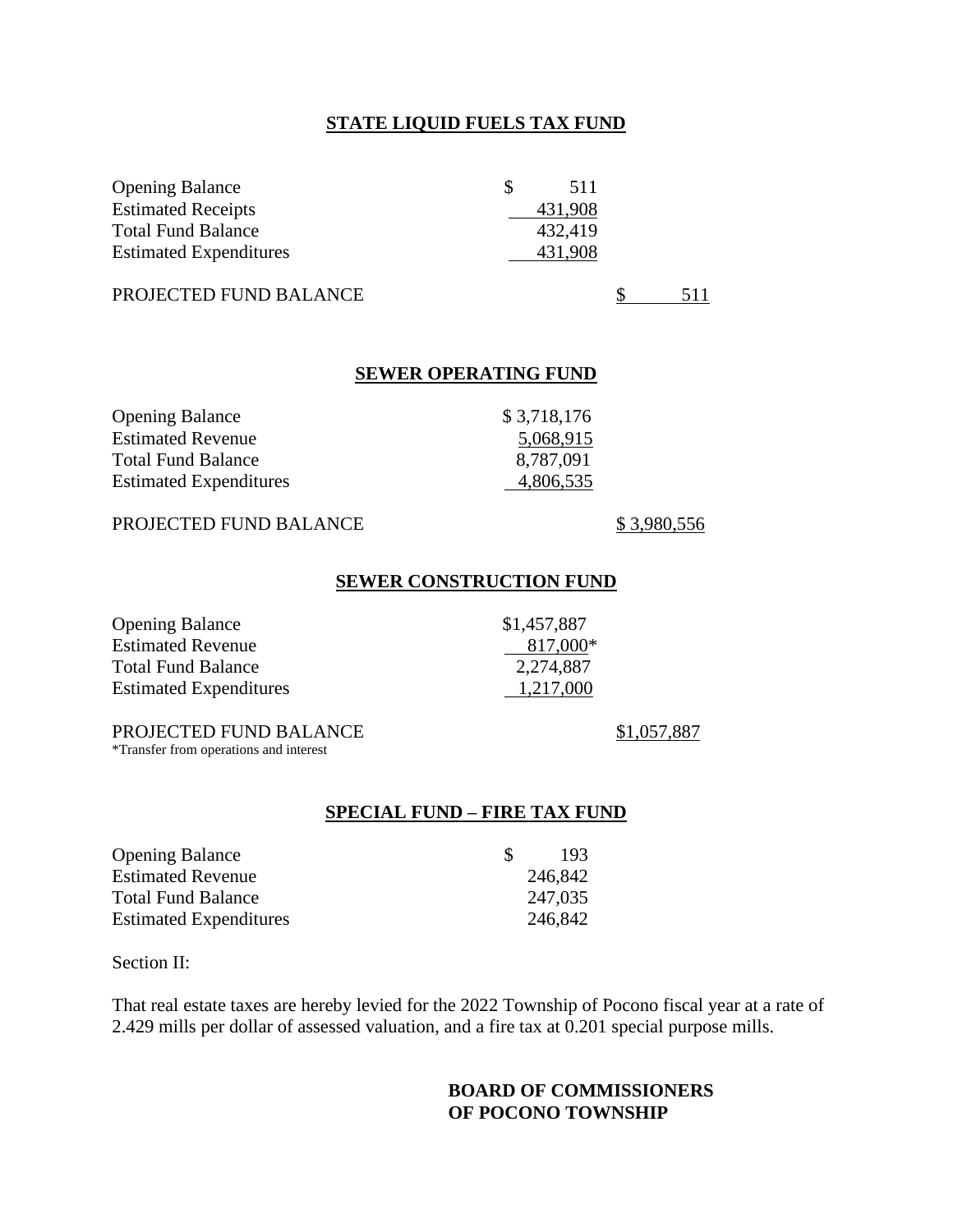## STATE LIQUID FUELS TAX FUND

| | | |
|---|---|---|
| Opening Balance | $ 511 | |
| Estimated Receipts | 431,908 | |
| Total Fund Balance | 432,419 | |
| Estimated Expenditures | 431,908 | |
| PROJECTED FUND BALANCE | | $ 511 |

## SEWER OPERATING FUND

| | | |
|---|---|---|
| Opening Balance | $ 3,718,176 | |
| Estimated Revenue | 5,068,915 | |
| Total Fund Balance | 8,787,091 | |
| Estimated Expenditures | 4,806,535 | |
| PROJECTED FUND BALANCE | | $ 3,980,556 |

## SEWER CONSTRUCTION FUND

| | | |
|---|---|---|
| Opening Balance | $1,457,887 | |
| Estimated Revenue | 817,000* | |
| Total Fund Balance | 2,274,887 | |
| Estimated Expenditures | 1,217,000 | |
| PROJECTED FUND BALANCE | | $1,057,887 |

*Transfer from operations and interest

## SPECIAL FUND – FIRE TAX FUND

| | |
|---|---|
| Opening Balance | $ 193 |
| Estimated Revenue | 246,842 |
| Total Fund Balance | 247,035 |
| Estimated Expenditures | 246,842 |

Section II:

That real estate taxes are hereby levied for the 2022 Township of Pocono fiscal year at a rate of 2.429 mills per dollar of assessed valuation, and a fire tax at 0.201 special purpose mills.

**BOARD OF COMMISSIONERS**
**OF POCONO TOWNSHIP**